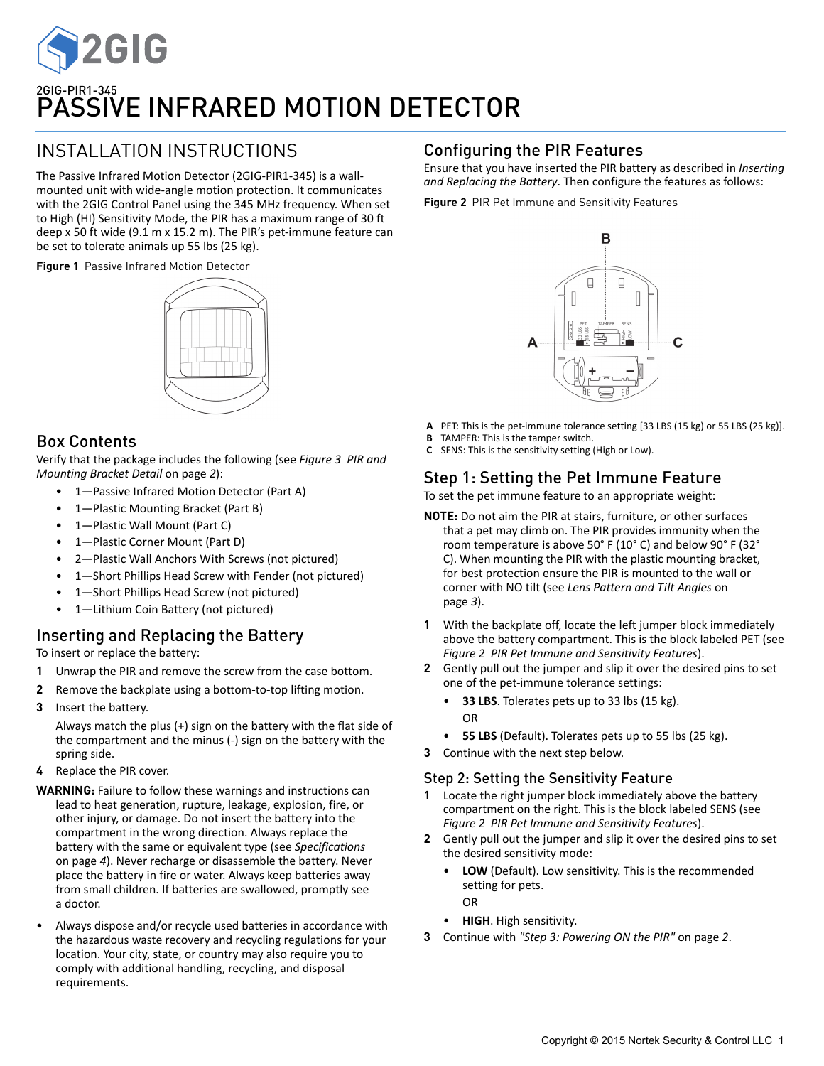2GIG

2GIG-PIR1-345

# PASSIVE INFRARED MOTION DETECTOR

## INSTALLATION INSTRUCTIONS

The Passive Infrared Motion Detector (2GIG-PIR1-345) is a wall-mounted unit with wide-angle motion protection. It communicates with the 2GIG Control Panel using the 345 MHz frequency. When set to High (HI) Sensitivity Mode, the PIR has a maximum range of 30 ft deep x 50 ft wide (9.1 m x 15.2 m). The PIR's pet-immune feature can be set to tolerate animals up 55 lbs (25 kg).

**Figure 1** Passive Infrared Motion Detector

### Box Contents

Verify that the package includes the following (see *Figure 3 PIR and Mounting Bracket Detail* on page *2*):

- 1—Passive Infrared Motion Detector (Part A)
- 1—Plastic Mounting Bracket (Part B)
- 1—Plastic Wall Mount (Part C)
- 1—Plastic Corner Mount (Part D)
- 2—Plastic Wall Anchors With Screws (not pictured)
- 1—Short Phillips Head Screw with Fender (not pictured)
- 1—Short Phillips Head Screw (not pictured)
- 1—Lithium Coin Battery (not pictured)

### Inserting and Replacing the Battery

To insert or replace the battery:

1. Unwrap the PIR and remove the screw from the case bottom.
2. Remove the backplate using a bottom-to-top lifting motion.
3. Insert the battery.

   Always match the plus (+) sign on the battery with the flat side of the compartment and the minus (-) sign on the battery with the spring side.
4. Replace the PIR cover.

**WARNING:** Failure to follow these warnings and instructions can lead to heat generation, rupture, leakage, explosion, fire, or other injury, or damage. Do not insert the battery into the compartment in the wrong direction. Always replace the battery with the same or equivalent type (see *Specifications* on page *4*). Never recharge or disassemble the battery. Never place the battery in fire or water. Always keep batteries away from small children. If batteries are swallowed, promptly see a doctor.

- Always dispose and/or recycle used batteries in accordance with the hazardous waste recovery and recycling regulations for your location. Your city, state, or country may also require you to comply with additional handling, recycling, and disposal requirements.

### Configuring the PIR Features

Ensure that you have inserted the PIR battery as described in *Inserting and Replacing the Battery*. Then configure the features as follows:

**Figure 2** PIR Pet Immune and Sensitivity Features

**A** PET: This is the pet-immune tolerance setting [33 LBS (15 kg) or 55 LBS (25 kg)].
**B** TAMPER: This is the tamper switch.
**C** SENS: This is the sensitivity setting (High or Low).

### Step 1: Setting the Pet Immune Feature

To set the pet immune feature to an appropriate weight:

**NOTE:** Do not aim the PIR at stairs, furniture, or other surfaces that a pet may climb on. The PIR provides immunity when the room temperature is above 50° F (10° C) and below 90° F (32° C). When mounting the PIR with the plastic mounting bracket, for best protection ensure the PIR is mounted to the wall or corner with NO tilt (see *Lens Pattern and Tilt Angles* on page *3*).

1. With the backplate off, locate the left jumper block immediately above the battery compartment. This is the block labeled PET (see *Figure 2 PIR Pet Immune and Sensitivity Features*).
2. Gently pull out the jumper and slip it over the desired pins to set one of the pet-immune tolerance settings:
   - **33 LBS**. Tolerates pets up to 33 lbs (15 kg).

     OR
   - **55 LBS** (Default). Tolerates pets up to 55 lbs (25 kg).
3. Continue with the next step below.

### Step 2: Setting the Sensitivity Feature

1. Locate the right jumper block immediately above the battery compartment on the right. This is the block labeled SENS (see *Figure 2 PIR Pet Immune and Sensitivity Features*).
2. Gently pull out the jumper and slip it over the desired pins to set the desired sensitivity mode:
   - **LOW** (Default). Low sensitivity. This is the recommended setting for pets.

     OR
   - **HIGH**. High sensitivity.
3. Continue with *"Step 3: Powering ON the PIR"* on page *2*.

Copyright © 2015 Nortek Security & Control LLC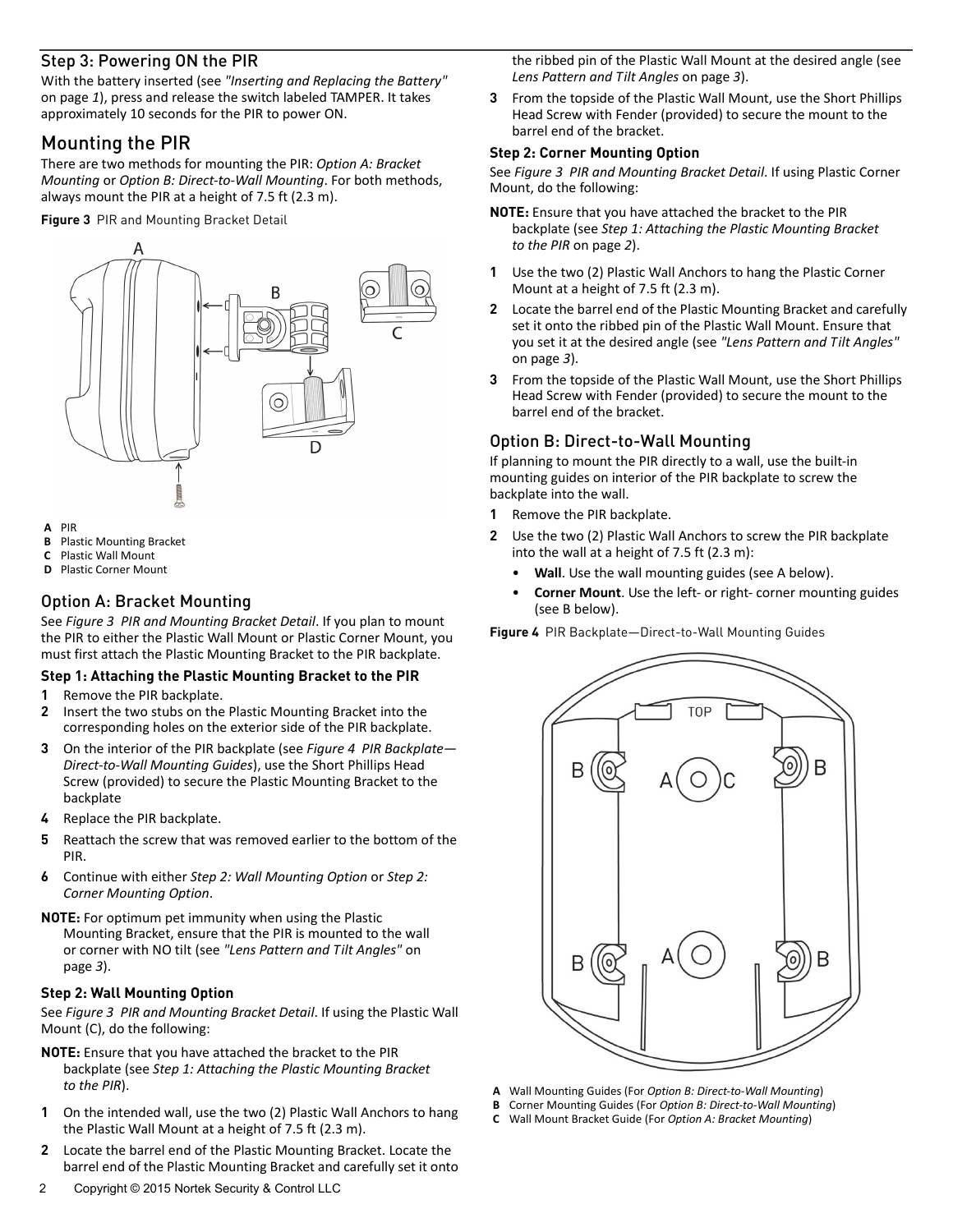### Step 3: Powering ON the PIR

With the battery inserted (see *"Inserting and Replacing the Battery"* on page *1*), press and release the switch labeled TAMPER. It takes approximately 10 seconds for the PIR to power ON.

## Mounting the PIR

There are two methods for mounting the PIR: *Option A: Bracket Mounting* or *Option B: Direct-to-Wall Mounting*. For both methods, always mount the PIR at a height of 7.5 ft (2.3 m).

**Figure 3** PIR and Mounting Bracket Detail

**A** PIR
**B** Plastic Mounting Bracket
**C** Plastic Wall Mount
**D** Plastic Corner Mount

### Option A: Bracket Mounting

See *Figure 3 PIR and Mounting Bracket Detail*. If you plan to mount the PIR to either the Plastic Wall Mount or Plastic Corner Mount, you must first attach the Plastic Mounting Bracket to the PIR backplate.

#### Step 1: Attaching the Plastic Mounting Bracket to the PIR

1. Remove the PIR backplate.
2. Insert the two stubs on the Plastic Mounting Bracket into the corresponding holes on the exterior side of the PIR backplate.
3. On the interior of the PIR backplate (see *Figure 4 PIR Backplate—Direct-to-Wall Mounting Guides*), use the Short Phillips Head Screw (provided) to secure the Plastic Mounting Bracket to the backplate
4. Replace the PIR backplate.
5. Reattach the screw that was removed earlier to the bottom of the PIR.
6. Continue with either *Step 2: Wall Mounting Option* or *Step 2: Corner Mounting Option*.

**NOTE:** For optimum pet immunity when using the Plastic Mounting Bracket, ensure that the PIR is mounted to the wall or corner with NO tilt (see *"Lens Pattern and Tilt Angles"* on page *3*).

#### Step 2: Wall Mounting Option

See *Figure 3 PIR and Mounting Bracket Detail*. If using the Plastic Wall Mount (C), do the following:

**NOTE:** Ensure that you have attached the bracket to the PIR backplate (see *Step 1: Attaching the Plastic Mounting Bracket to the PIR*).

1. On the intended wall, use the two (2) Plastic Wall Anchors to hang the Plastic Wall Mount at a height of 7.5 ft (2.3 m).
2. Locate the barrel end of the Plastic Mounting Bracket. Locate the barrel end of the Plastic Mounting Bracket and carefully set it onto the ribbed pin of the Plastic Wall Mount at the desired angle (see *Lens Pattern and Tilt Angles* on page *3*).
3. From the topside of the Plastic Wall Mount, use the Short Phillips Head Screw with Fender (provided) to secure the mount to the barrel end of the bracket.

#### Step 2: Corner Mounting Option

See *Figure 3 PIR and Mounting Bracket Detail*. If using Plastic Corner Mount, do the following:

**NOTE:** Ensure that you have attached the bracket to the PIR backplate (see *Step 1: Attaching the Plastic Mounting Bracket to the PIR* on page *2*).

1. Use the two (2) Plastic Wall Anchors to hang the Plastic Corner Mount at a height of 7.5 ft (2.3 m).
2. Locate the barrel end of the Plastic Mounting Bracket and carefully set it onto the ribbed pin of the Plastic Wall Mount. Ensure that you set it at the desired angle (see *"Lens Pattern and Tilt Angles"* on page *3*).
3. From the topside of the Plastic Wall Mount, use the Short Phillips Head Screw with Fender (provided) to secure the mount to the barrel end of the bracket.

### Option B: Direct-to-Wall Mounting

If planning to mount the PIR directly to a wall, use the built-in mounting guides on interior of the PIR backplate to screw the backplate into the wall.

1. Remove the PIR backplate.
2. Use the two (2) Plastic Wall Anchors to screw the PIR backplate into the wall at a height of 7.5 ft (2.3 m):
   - **Wall**. Use the wall mounting guides (see A below).
   - **Corner Mount**. Use the left- or right- corner mounting guides (see B below).

**Figure 4** PIR Backplate—Direct-to-Wall Mounting Guides

**A** Wall Mounting Guides (For *Option B: Direct-to-Wall Mounting*)
**B** Corner Mounting Guides (For *Option B: Direct-to-Wall Mounting*)
**C** Wall Mount Bracket Guide (For *Option A: Bracket Mounting*)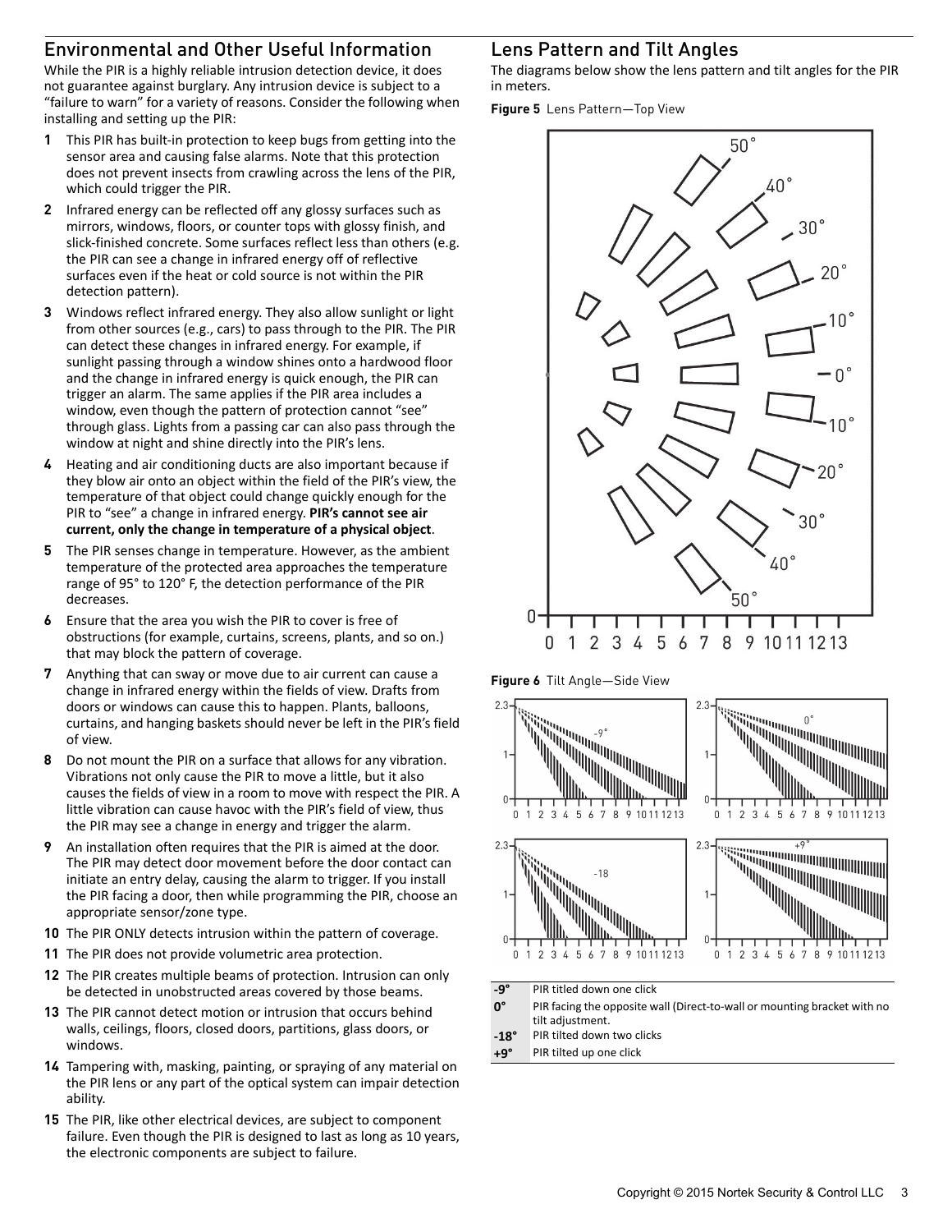## Environmental and Other Useful Information

While the PIR is a highly reliable intrusion detection device, it does not guarantee against burglary. Any intrusion device is subject to a "failure to warn" for a variety of reasons. Consider the following when installing and setting up the PIR:

1. This PIR has built-in protection to keep bugs from getting into the sensor area and causing false alarms. Note that this protection does not prevent insects from crawling across the lens of the PIR, which could trigger the PIR.
2. Infrared energy can be reflected off any glossy surfaces such as mirrors, windows, floors, or counter tops with glossy finish, and slick-finished concrete. Some surfaces reflect less than others (e.g. the PIR can see a change in infrared energy off of reflective surfaces even if the heat or cold source is not within the PIR detection pattern).
3. Windows reflect infrared energy. They also allow sunlight or light from other sources (e.g., cars) to pass through to the PIR. The PIR can detect these changes in infrared energy. For example, if sunlight passing through a window shines onto a hardwood floor and the change in infrared energy is quick enough, the PIR can trigger an alarm. The same applies if the PIR area includes a window, even though the pattern of protection cannot "see" through glass. Lights from a passing car can also pass through the window at night and shine directly into the PIR's lens.
4. Heating and air conditioning ducts are also important because if they blow air onto an object within the field of the PIR's view, the temperature of that object could change quickly enough for the PIR to "see" a change in infrared energy. **PIR's cannot see air current, only the change in temperature of a physical object**.
5. The PIR senses change in temperature. However, as the ambient temperature of the protected area approaches the temperature range of 95° to 120° F, the detection performance of the PIR decreases.
6. Ensure that the area you wish the PIR to cover is free of obstructions (for example, curtains, screens, plants, and so on.) that may block the pattern of coverage.
7. Anything that can sway or move due to air current can cause a change in infrared energy within the fields of view. Drafts from doors or windows can cause this to happen. Plants, balloons, curtains, and hanging baskets should never be left in the PIR's field of view.
8. Do not mount the PIR on a surface that allows for any vibration. Vibrations not only cause the PIR to move a little, but it also causes the fields of view in a room to move with respect the PIR. A little vibration can cause havoc with the PIR's field of view, thus the PIR may see a change in energy and trigger the alarm.
9. An installation often requires that the PIR is aimed at the door. The PIR may detect door movement before the door contact can initiate an entry delay, causing the alarm to trigger. If you install the PIR facing a door, then while programming the PIR, choose an appropriate sensor/zone type.
10. The PIR ONLY detects intrusion within the pattern of coverage.
11. The PIR does not provide volumetric area protection.
12. The PIR creates multiple beams of protection. Intrusion can only be detected in unobstructed areas covered by those beams.
13. The PIR cannot detect motion or intrusion that occurs behind walls, ceilings, floors, closed doors, partitions, glass doors, or windows.
14. Tampering with, masking, painting, or spraying of any material on the PIR lens or any part of the optical system can impair detection ability.
15. The PIR, like other electrical devices, are subject to component failure. Even though the PIR is designed to last as long as 10 years, the electronic components are subject to failure.

## Lens Pattern and Tilt Angles

The diagrams below show the lens pattern and tilt angles for the PIR in meters.

**Figure 5** Lens Pattern—Top View

**Figure 6** Tilt Angle—Side View

| | |
|---|---|
| **-9°** | PIR titled down one click |
| **0°** | PIR facing the opposite wall (Direct-to-wall or mounting bracket with no tilt adjustment. |
| **-18°** | PIR tilted down two clicks |
| **+9°** | PIR tilted up one click |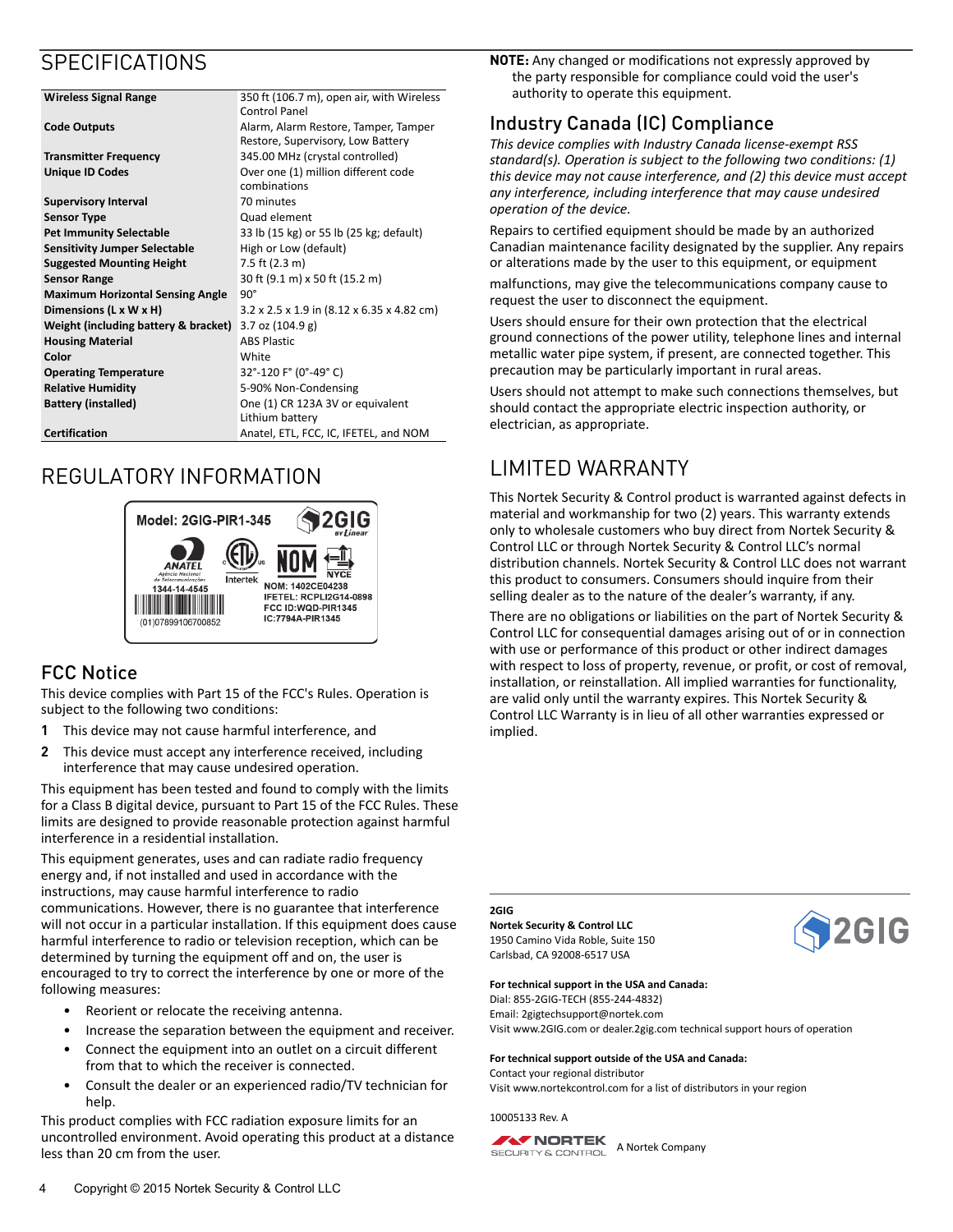## SPECIFICATIONS

| | |
|---|---|
| **Wireless Signal Range** | 350 ft (106.7 m), open air, with Wireless Control Panel |
| **Code Outputs** | Alarm, Alarm Restore, Tamper, Tamper Restore, Supervisory, Low Battery |
| **Transmitter Frequency** | 345.00 MHz (crystal controlled) |
| **Unique ID Codes** | Over one (1) million different code combinations |
| **Supervisory Interval** | 70 minutes |
| **Sensor Type** | Quad element |
| **Pet Immunity Selectable** | 33 lb (15 kg) or 55 lb (25 kg; default) |
| **Sensitivity Jumper Selectable** | High or Low (default) |
| **Suggested Mounting Height** | 7.5 ft (2.3 m) |
| **Sensor Range** | 30 ft (9.1 m) x 50 ft (15.2 m) |
| **Maximum Horizontal Sensing Angle** | 90° |
| **Dimensions (L x W x H)** | 3.2 x 2.5 x 1.9 in (8.12 x 6.35 x 4.82 cm) |
| **Weight (including battery & bracket)** | 3.7 oz (104.9 g) |
| **Housing Material** | ABS Plastic |
| **Color** | White |
| **Operating Temperature** | 32°-120 F° (0°-49° C) |
| **Relative Humidity** | 5-90% Non-Condensing |
| **Battery (installed)** | One (1) CR 123A 3V or equivalent Lithium battery |
| **Certification** | Anatel, ETL, FCC, IC, IFETEL, and NOM |

## REGULATORY INFORMATION

Model: 2GIG-PIR1-345

2GIG BY Linear

ANATEL Agência Nacional de Telecomunicações
1344-14-4545
(01)07899106700852

Intertek

NOM NYCE
NOM: 1402CE04238
IFETEL: RCPLI2G14-0898
FCC ID:WQD-PIR1345
IC:7794A-PIR1345

### FCC Notice

This device complies with Part 15 of the FCC's Rules. Operation is subject to the following two conditions:

1. This device may not cause harmful interference, and
2. This device must accept any interference received, including interference that may cause undesired operation.

This equipment has been tested and found to comply with the limits for a Class B digital device, pursuant to Part 15 of the FCC Rules. These limits are designed to provide reasonable protection against harmful interference in a residential installation.

This equipment generates, uses and can radiate radio frequency energy and, if not installed and used in accordance with the instructions, may cause harmful interference to radio communications. However, there is no guarantee that interference will not occur in a particular installation. If this equipment does cause harmful interference to radio or television reception, which can be determined by turning the equipment off and on, the user is encouraged to try to correct the interference by one or more of the following measures:

- Reorient or relocate the receiving antenna.
- Increase the separation between the equipment and receiver.
- Connect the equipment into an outlet on a circuit different from that to which the receiver is connected.
- Consult the dealer or an experienced radio/TV technician for help.

This product complies with FCC radiation exposure limits for an uncontrolled environment. Avoid operating this product at a distance less than 20 cm from the user.

**NOTE:** Any changed or modifications not expressly approved by the party responsible for compliance could void the user's authority to operate this equipment.

### Industry Canada (IC) Compliance

*This device complies with Industry Canada license-exempt RSS standard(s). Operation is subject to the following two conditions: (1) this device may not cause interference, and (2) this device must accept any interference, including interference that may cause undesired operation of the device.*

Repairs to certified equipment should be made by an authorized Canadian maintenance facility designated by the supplier. Any repairs or alterations made by the user to this equipment, or equipment malfunctions, may give the telecommunications company cause to request the user to disconnect the equipment.

Users should ensure for their own protection that the electrical ground connections of the power utility, telephone lines and internal metallic water pipe system, if present, are connected together. This precaution may be particularly important in rural areas.

Users should not attempt to make such connections themselves, but should contact the appropriate electric inspection authority, or electrician, as appropriate.

## LIMITED WARRANTY

This Nortek Security & Control product is warranted against defects in material and workmanship for two (2) years. This warranty extends only to wholesale customers who buy direct from Nortek Security & Control LLC or through Nortek Security & Control LLC's normal distribution channels. Nortek Security & Control LLC does not warrant this product to consumers. Consumers should inquire from their selling dealer as to the nature of the dealer's warranty, if any.

There are no obligations or liabilities on the part of Nortek Security & Control LLC for consequential damages arising out of or in connection with use or performance of this product or other indirect damages with respect to loss of property, revenue, or profit, or cost of removal, installation, or reinstallation. All implied warranties for functionality, are valid only until the warranty expires. This Nortek Security & Control LLC Warranty is in lieu of all other warranties expressed or implied.

**2GIG**
**Nortek Security & Control LLC**
1950 Camino Vida Roble, Suite 150
Carlsbad, CA 92008-6517 USA

2GIG

**For technical support in the USA and Canada:**
Dial: 855-2GIG-TECH (855-244-4832)
Email: 2gigtechsupport@nortek.com
Visit www.2GIG.com or dealer.2gig.com technical support hours of operation

**For technical support outside of the USA and Canada:**
Contact your regional distributor
Visit www.nortekcontrol.com for a list of distributors in your region

10005133 Rev. A

NORTEK SECURITY & CONTROL A Nortek Company

Copyright © 2015 Nortek Security & Control LLC